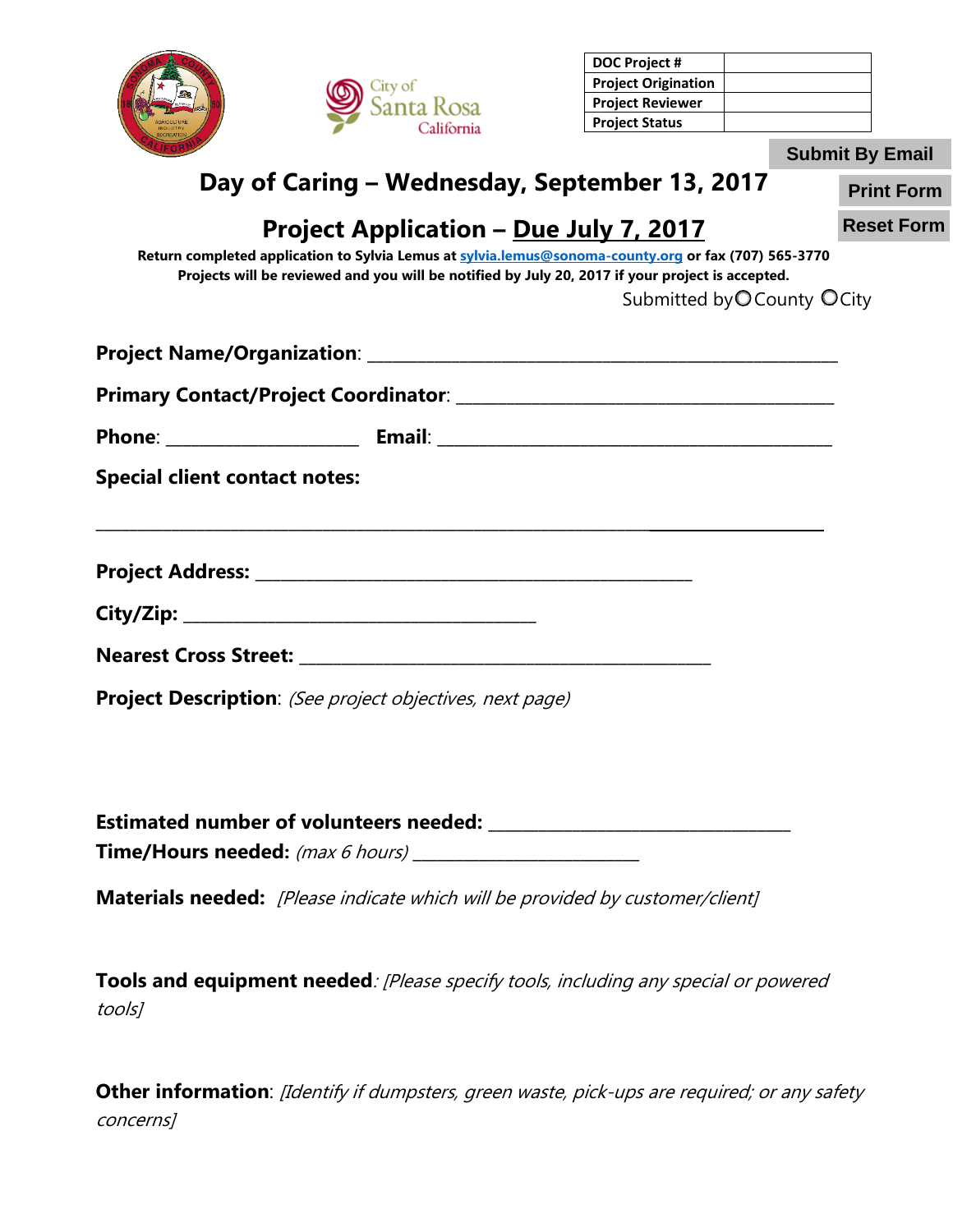| DOC Project # | |
|---|---|
| Project Origination | |
| Project Reviewer | |
| Project Status | |

Submit By Email

Print Form

Reset Form

# Day of Caring – Wednesday, September 13, 2017

## Project Application – Due July 7, 2017

**Return completed application to Sylvia Lemus at sylvia.lemus@sonoma-county.org or fax (707) 565-3770**
**Projects will be reviewed and you will be notified by July 20, 2017 if your project is accepted.**

Submitted by ○ County ○ City

**Project Name/Organization**: ______________________________________________________

**Primary Contact/Project Coordinator**: ________________________________________

**Phone**: ____________________ **Email**: ________________________________________

**Special client contact notes:**

________________________________________________________________________________

**Project Address:** ______________________________________________

**City/Zip:** ____________________________________

**Nearest Cross Street:** ___________________________________________

**Project Description**: *(See project objectives, next page)*

**Estimated number of volunteers needed:** _______________________________

**Time/Hours needed:** *(max 6 hours)* _______________________

**Materials needed:** *[Please indicate which will be provided by customer/client]*

**Tools and equipment needed**: *[Please specify tools, including any special or powered tools]*

**Other information**: *[Identify if dumpsters, green waste, pick-ups are required; or any safety concerns]*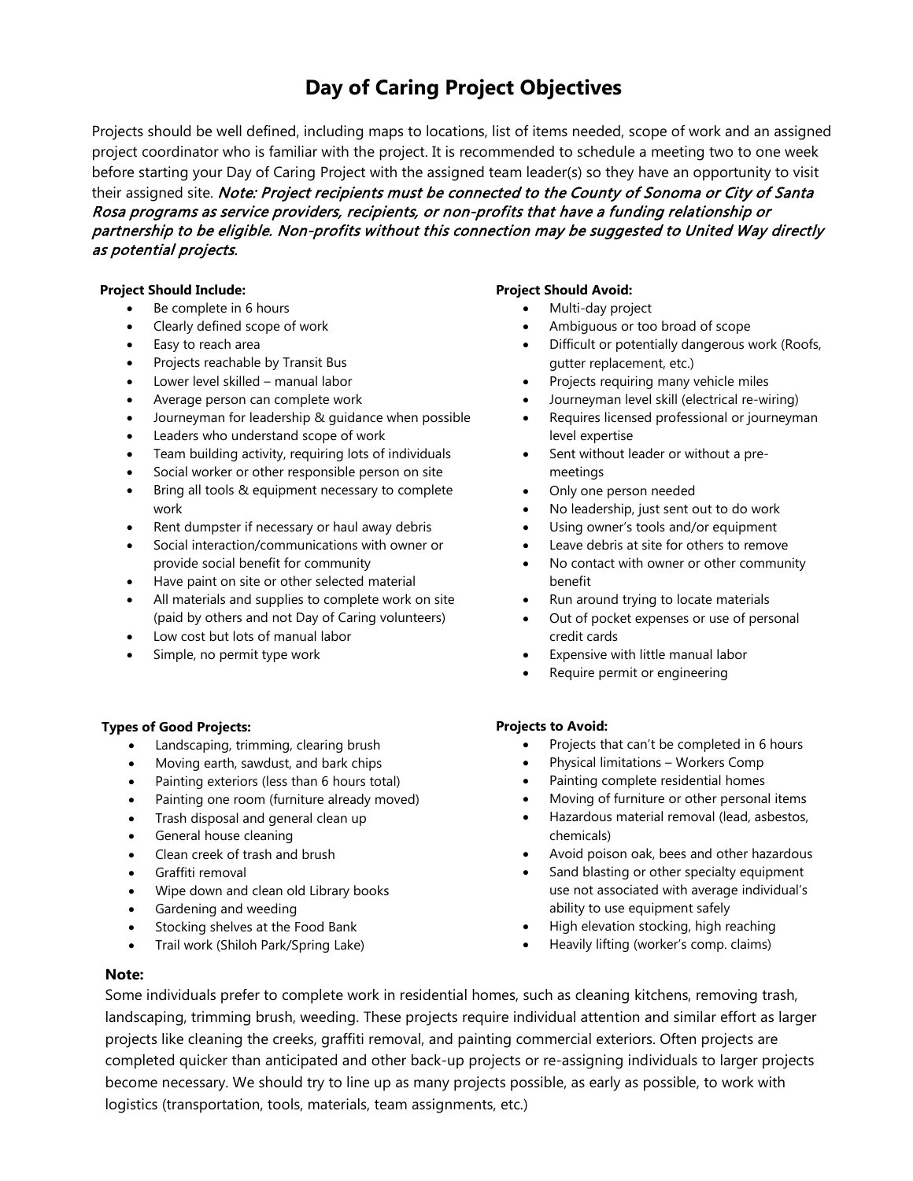# Day of Caring Project Objectives

Projects should be well defined, including maps to locations, list of items needed, scope of work and an assigned project coordinator who is familiar with the project. It is recommended to schedule a meeting two to one week before starting your Day of Caring Project with the assigned team leader(s) so they have an opportunity to visit their assigned site. ***Note: Project recipients must be connected to the County of Sonoma or City of Santa Rosa programs as service providers, recipients, or non-profits that have a funding relationship or partnership to be eligible. Non-profits without this connection may be suggested to United Way directly as potential projects.***

**Project Should Include:**

- Be complete in 6 hours
- Clearly defined scope of work
- Easy to reach area
- Projects reachable by Transit Bus
- Lower level skilled – manual labor
- Average person can complete work
- Journeyman for leadership & guidance when possible
- Leaders who understand scope of work
- Team building activity, requiring lots of individuals
- Social worker or other responsible person on site
- Bring all tools & equipment necessary to complete work
- Rent dumpster if necessary or haul away debris
- Social interaction/communications with owner or provide social benefit for community
- Have paint on site or other selected material
- All materials and supplies to complete work on site (paid by others and not Day of Caring volunteers)
- Low cost but lots of manual labor
- Simple, no permit type work

**Project Should Avoid:**

- Multi-day project
- Ambiguous or too broad of scope
- Difficult or potentially dangerous work (Roofs, gutter replacement, etc.)
- Projects requiring many vehicle miles
- Journeyman level skill (electrical re-wiring)
- Requires licensed professional or journeyman level expertise
- Sent without leader or without a pre-meetings
- Only one person needed
- No leadership, just sent out to do work
- Using owner's tools and/or equipment
- Leave debris at site for others to remove
- No contact with owner or other community benefit
- Run around trying to locate materials
- Out of pocket expenses or use of personal credit cards
- Expensive with little manual labor
- Require permit or engineering

**Types of Good Projects:**

- Landscaping, trimming, clearing brush
- Moving earth, sawdust, and bark chips
- Painting exteriors (less than 6 hours total)
- Painting one room (furniture already moved)
- Trash disposal and general clean up
- General house cleaning
- Clean creek of trash and brush
- Graffiti removal
- Wipe down and clean old Library books
- Gardening and weeding
- Stocking shelves at the Food Bank
- Trail work (Shiloh Park/Spring Lake)

**Projects to Avoid:**

- Projects that can't be completed in 6 hours
- Physical limitations – Workers Comp
- Painting complete residential homes
- Moving of furniture or other personal items
- Hazardous material removal (lead, asbestos, chemicals)
- Avoid poison oak, bees and other hazardous
- Sand blasting or other specialty equipment use not associated with average individual's ability to use equipment safely
- High elevation stocking, high reaching
- Heavily lifting (worker's comp. claims)

**Note:**

Some individuals prefer to complete work in residential homes, such as cleaning kitchens, removing trash, landscaping, trimming brush, weeding. These projects require individual attention and similar effort as larger projects like cleaning the creeks, graffiti removal, and painting commercial exteriors. Often projects are completed quicker than anticipated and other back-up projects or re-assigning individuals to larger projects become necessary. We should try to line up as many projects possible, as early as possible, to work with logistics (transportation, tools, materials, team assignments, etc.)